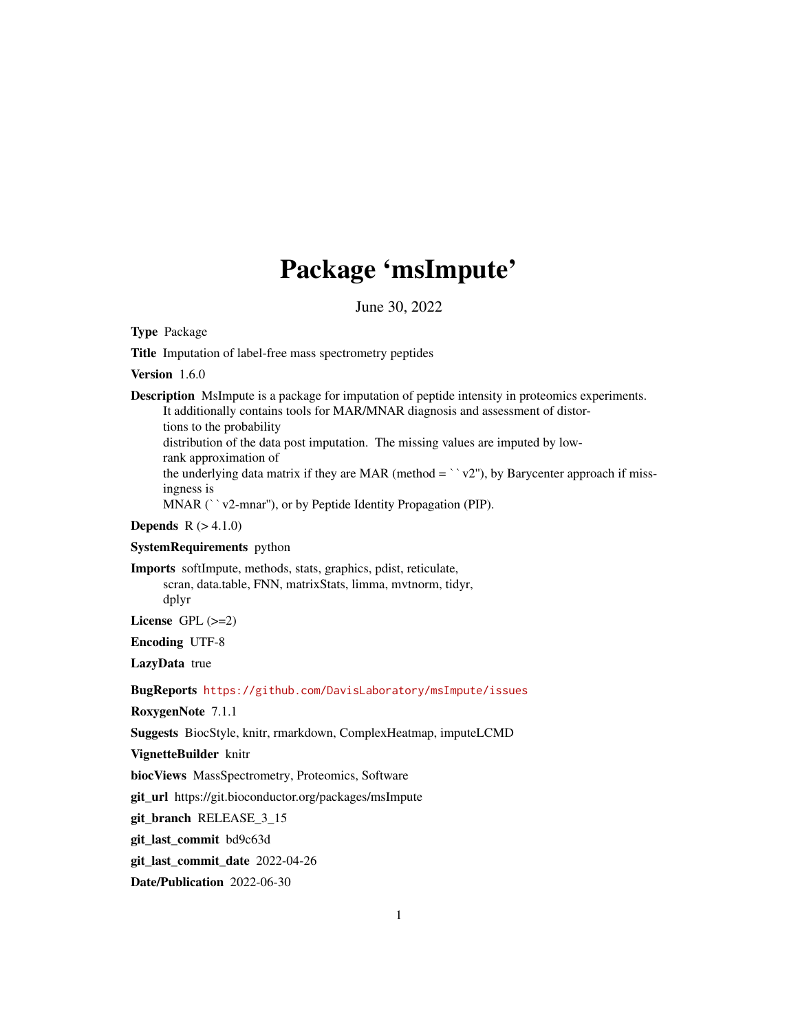# Package 'msImpute'

June 30, 2022

**Type** Package

**Title** Imputation of label-free mass spectrometry peptides

**Version** 1.6.0

**Description** MsImpute is a package for imputation of peptide intensity in proteomics experiments. It additionally contains tools for MAR/MNAR diagnosis and assessment of distortions to the probability distribution of the data post imputation. The missing values are imputed by low-rank approximation of the underlying data matrix if they are MAR (method = ``v2''), by Barycenter approach if missingness is MNAR (``v2-mnar''), or by Peptide Identity Propagation (PIP).

**Depends** R (> 4.1.0)

**SystemRequirements** python

**Imports** softImpute, methods, stats, graphics, pdist, reticulate, scran, data.table, FNN, matrixStats, limma, mvtnorm, tidyr, dplyr

**License** GPL (>=2)

**Encoding** UTF-8

**LazyData** true

**BugReports** https://github.com/DavisLaboratory/msImpute/issues

**RoxygenNote** 7.1.1

**Suggests** BiocStyle, knitr, rmarkdown, ComplexHeatmap, imputeLCMD

**VignetteBuilder** knitr

**biocViews** MassSpectrometry, Proteomics, Software

**git_url** https://git.bioconductor.org/packages/msImpute

**git_branch** RELEASE_3_15

**git_last_commit** bd9c63d

**git_last_commit_date** 2022-04-26

**Date/Publication** 2022-06-30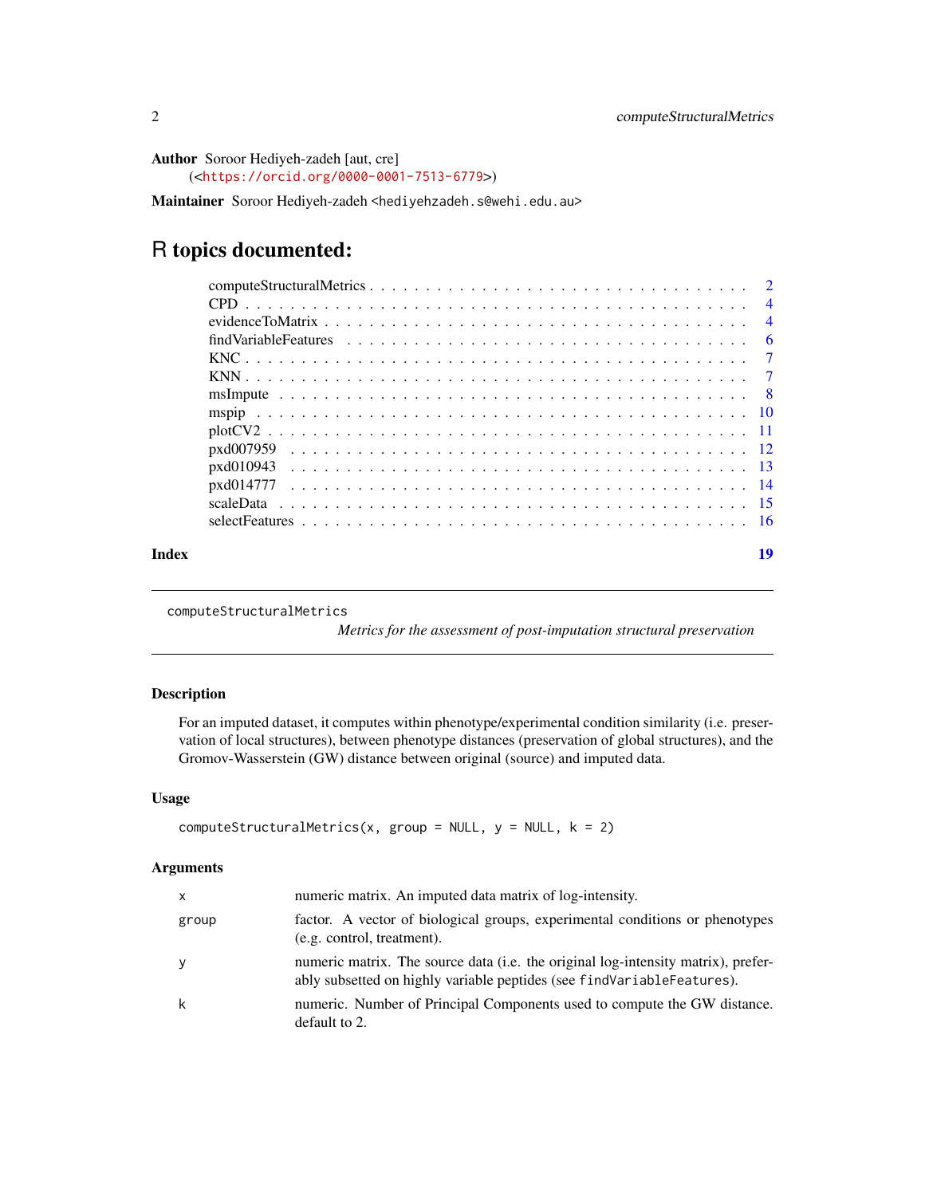**Author** Soroor Hediyeh-zadeh [aut, cre]
(<https://orcid.org/0000-0001-7513-6779>)

**Maintainer** Soroor Hediyeh-zadeh <hediyehzadeh.s@wehi.edu.au>

# R topics documented:

| | |
|---|---|
| computeStructuralMetrics | 2 |
| CPD | 4 |
| evidenceToMatrix | 4 |
| findVariableFeatures | 6 |
| KNC | 7 |
| KNN | 7 |
| msImpute | 8 |
| mspip | 10 |
| plotCV2 | 11 |
| pxd007959 | 12 |
| pxd010943 | 13 |
| pxd014777 | 14 |
| scaleData | 15 |
| selectFeatures | 16 |
| **Index** | **19** |

---

`computeStructuralMetrics` *Metrics for the assessment of post-imputation structural preservation*

---

## Description

For an imputed dataset, it computes within phenotype/experimental condition similarity (i.e. preservation of local structures), between phenotype distances (preservation of global structures), and the Gromov-Wasserstein (GW) distance between original (source) and imputed data.

## Usage

```
computeStructuralMetrics(x, group = NULL, y = NULL, k = 2)
```

## Arguments

| | |
|---|---|
| `x` | numeric matrix. An imputed data matrix of log-intensity. |
| `group` | factor. A vector of biological groups, experimental conditions or phenotypes (e.g. control, treatment). |
| `y` | numeric matrix. The source data (i.e. the original log-intensity matrix), preferably subsetted on highly variable peptides (see `findVariableFeatures`). |
| `k` | numeric. Number of Principal Components used to compute the GW distance. default to 2. |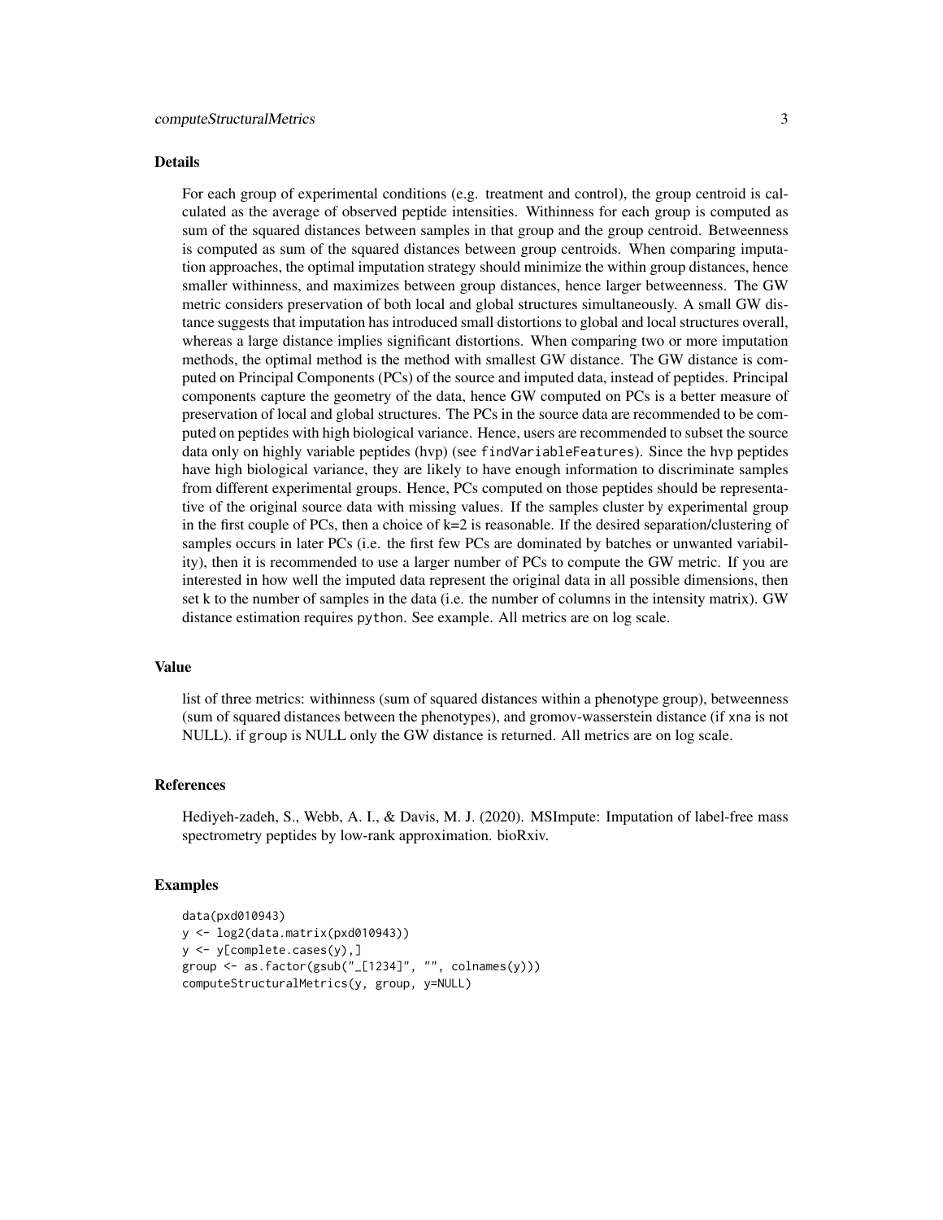## Details

For each group of experimental conditions (e.g. treatment and control), the group centroid is calculated as the average of observed peptide intensities. Withinness for each group is computed as sum of the squared distances between samples in that group and the group centroid. Betweenness is computed as sum of the squared distances between group centroids. When comparing imputation approaches, the optimal imputation strategy should minimize the within group distances, hence smaller withinness, and maximizes between group distances, hence larger betweenness. The GW metric considers preservation of both local and global structures simultaneously. A small GW distance suggests that imputation has introduced small distortions to global and local structures overall, whereas a large distance implies significant distortions. When comparing two or more imputation methods, the optimal method is the method with smallest GW distance. The GW distance is computed on Principal Components (PCs) of the source and imputed data, instead of peptides. Principal components capture the geometry of the data, hence GW computed on PCs is a better measure of preservation of local and global structures. The PCs in the source data are recommended to be computed on peptides with high biological variance. Hence, users are recommended to subset the source data only on highly variable peptides (hvp) (see `findVariableFeatures`). Since the hvp peptides have high biological variance, they are likely to have enough information to discriminate samples from different experimental groups. Hence, PCs computed on those peptides should be representative of the original source data with missing values. If the samples cluster by experimental group in the first couple of PCs, then a choice of k=2 is reasonable. If the desired separation/clustering of samples occurs in later PCs (i.e. the first few PCs are dominated by batches or unwanted variability), then it is recommended to use a larger number of PCs to compute the GW metric. If you are interested in how well the imputed data represent the original data in all possible dimensions, then set k to the number of samples in the data (i.e. the number of columns in the intensity matrix). GW distance estimation requires `python`. See example. All metrics are on log scale.

## Value

list of three metrics: withinness (sum of squared distances within a phenotype group), betweenness (sum of squared distances between the phenotypes), and gromov-wasserstein distance (if `xna` is not NULL). if `group` is NULL only the GW distance is returned. All metrics are on log scale.

## References

Hediyeh-zadeh, S., Webb, A. I., & Davis, M. J. (2020). MSImpute: Imputation of label-free mass spectrometry peptides by low-rank approximation. bioRxiv.

## Examples

```
data(pxd010943)
y <- log2(data.matrix(pxd010943))
y <- y[complete.cases(y),]
group <- as.factor(gsub("_[1234]", "", colnames(y)))
computeStructuralMetrics(y, group, y=NULL)
```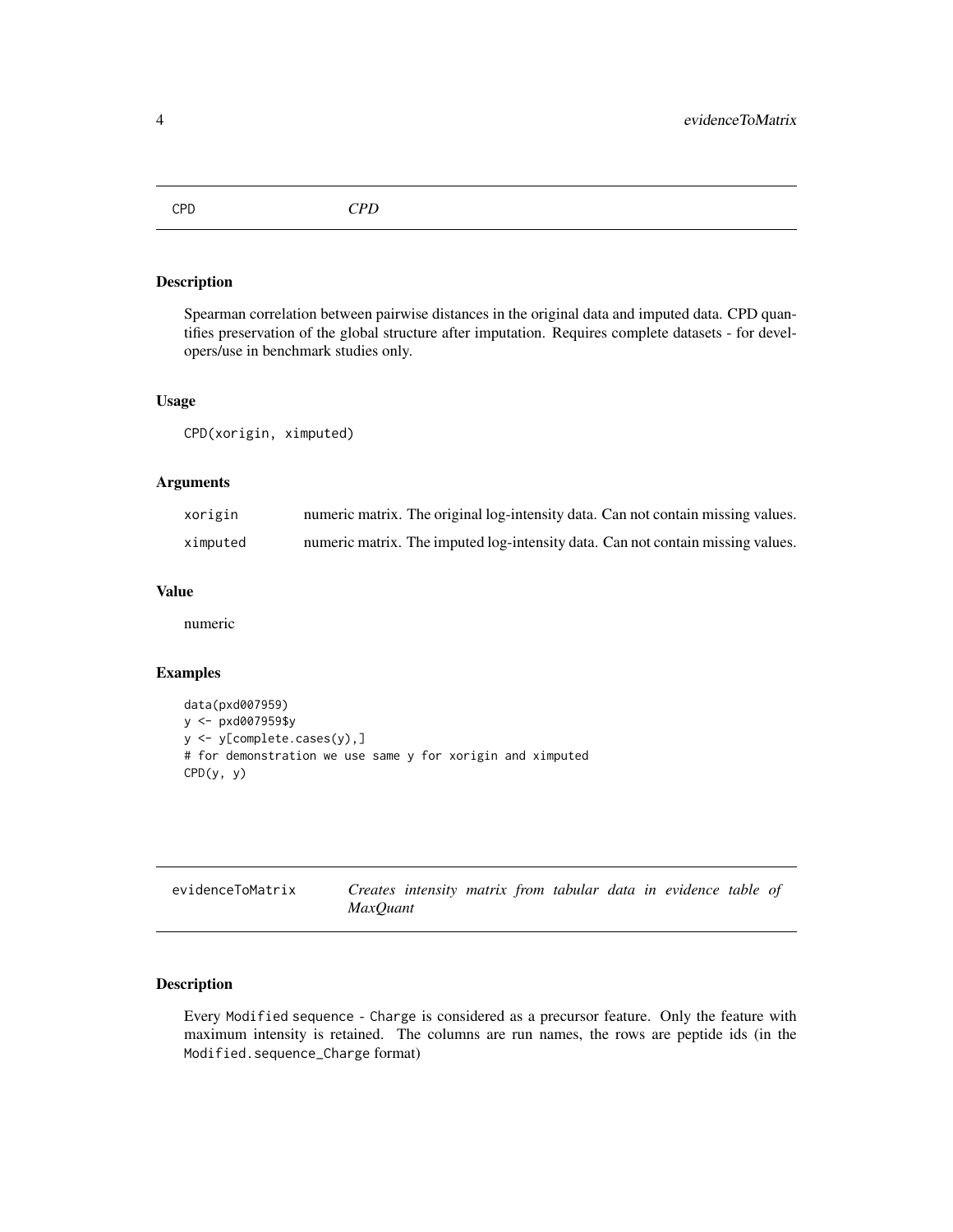## CPD

*CPD*

### Description

Spearman correlation between pairwise distances in the original data and imputed data. CPD quantifies preservation of the global structure after imputation. Requires complete datasets - for developers/use in benchmark studies only.

### Usage

```
CPD(xorigin, ximputed)
```

### Arguments

| | |
|---|---|
| xorigin | numeric matrix. The original log-intensity data. Can not contain missing values. |
| ximputed | numeric matrix. The imputed log-intensity data. Can not contain missing values. |

### Value

numeric

### Examples

```
data(pxd007959)
y <- pxd007959$y
y <- y[complete.cases(y),]
# for demonstration we use same y for xorigin and ximputed
CPD(y, y)
```

## evidenceToMatrix

*Creates intensity matrix from tabular data in evidence table of MaxQuant*

### Description

Every `Modified sequence` - `Charge` is considered as a precursor feature. Only the feature with maximum intensity is retained. The columns are run names, the rows are peptide ids (in the `Modified.sequence_Charge` format)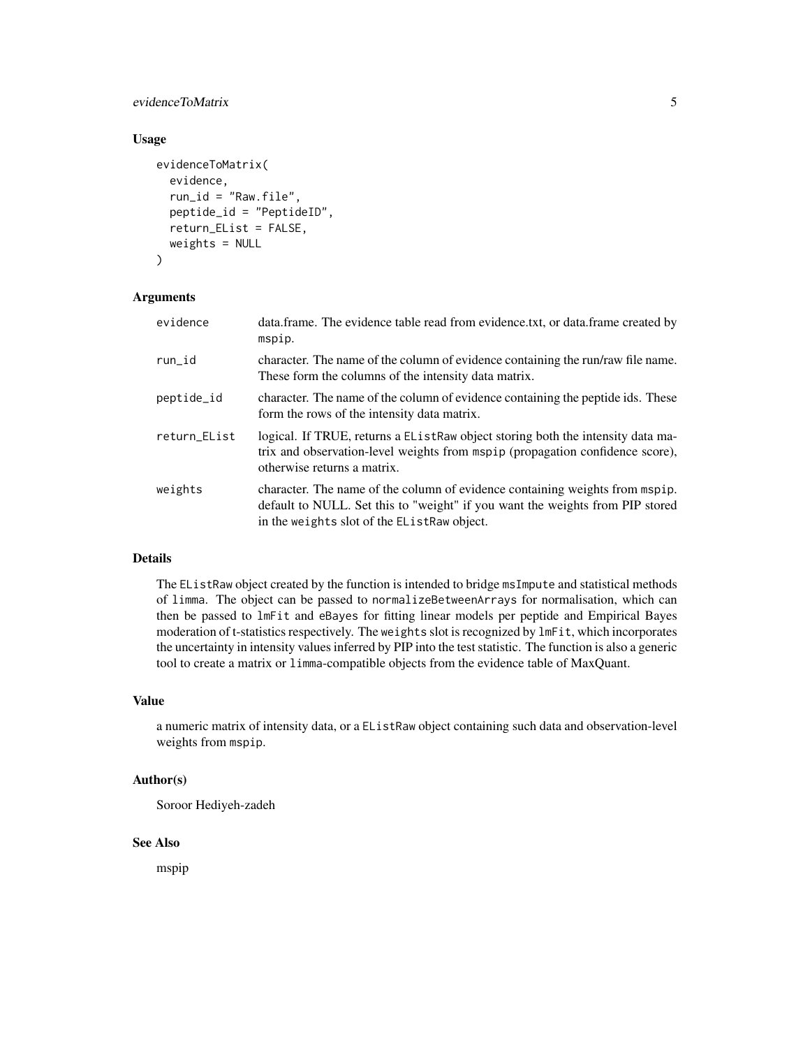## Usage

```
evidenceToMatrix(
  evidence,
  run_id = "Raw.file",
  peptide_id = "PeptideID",
  return_EList = FALSE,
  weights = NULL
)
```

## Arguments

| | |
|---|---|
| evidence | data.frame. The evidence table read from evidence.txt, or data.frame created by mspip. |
| run_id | character. The name of the column of evidence containing the run/raw file name. These form the columns of the intensity data matrix. |
| peptide_id | character. The name of the column of evidence containing the peptide ids. These form the rows of the intensity data matrix. |
| return_EList | logical. If TRUE, returns a EListRaw object storing both the intensity data matrix and observation-level weights from mspip (propagation confidence score), otherwise returns a matrix. |
| weights | character. The name of the column of evidence containing weights from mspip. default to NULL. Set this to "weight" if you want the weights from PIP stored in the weights slot of the EListRaw object. |

## Details

The EListRaw object created by the function is intended to bridge msImpute and statistical methods of limma. The object can be passed to normalizeBetweenArrays for normalisation, which can then be passed to lmFit and eBayes for fitting linear models per peptide and Empirical Bayes moderation of t-statistics respectively. The weights slot is recognized by lmFit, which incorporates the uncertainty in intensity values inferred by PIP into the test statistic. The function is also a generic tool to create a matrix or limma-compatible objects from the evidence table of MaxQuant.

## Value

a numeric matrix of intensity data, or a EListRaw object containing such data and observation-level weights from mspip.

## Author(s)

Soroor Hediyeh-zadeh

## See Also

mspip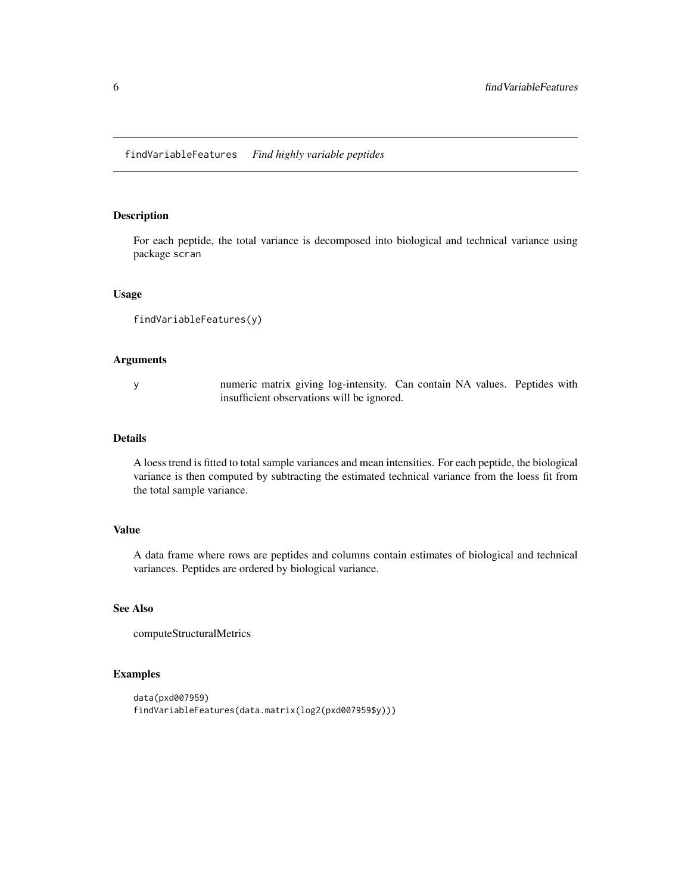findVariableFeatures *Find highly variable peptides*

## Description

For each peptide, the total variance is decomposed into biological and technical variance using package scran

## Usage

```
findVariableFeatures(y)
```

## Arguments

| | |
|---|---|
| y | numeric matrix giving log-intensity. Can contain NA values. Peptides with insufficient observations will be ignored. |

## Details

A loess trend is fitted to total sample variances and mean intensities. For each peptide, the biological variance is then computed by subtracting the estimated technical variance from the loess fit from the total sample variance.

## Value

A data frame where rows are peptides and columns contain estimates of biological and technical variances. Peptides are ordered by biological variance.

## See Also

computeStructuralMetrics

## Examples

```
data(pxd007959)
findVariableFeatures(data.matrix(log2(pxd007959$y)))
```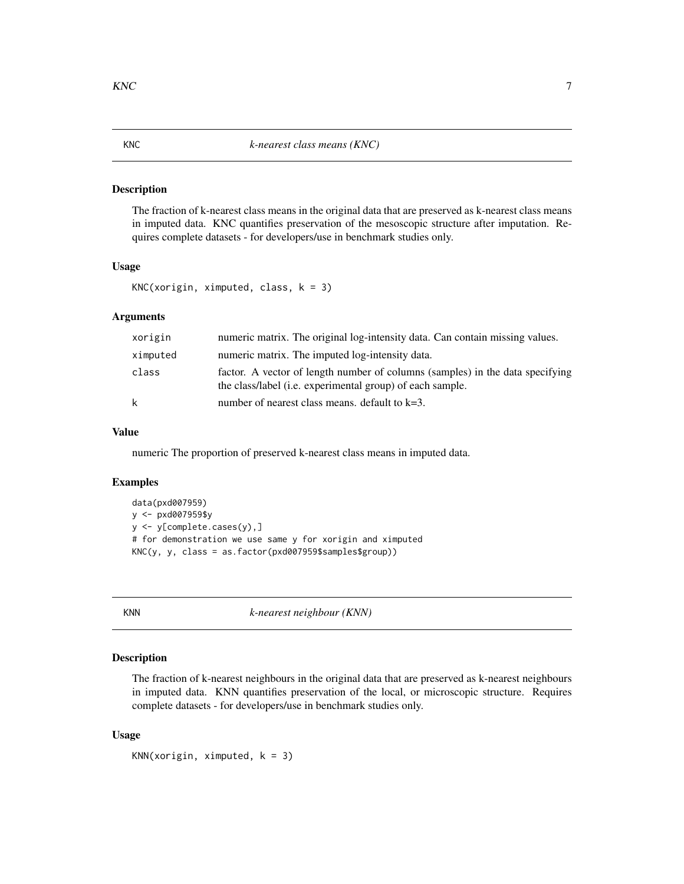## KNC *k-nearest class means (KNC)*

### Description

The fraction of k-nearest class means in the original data that are preserved as k-nearest class means in imputed data. KNC quantifies preservation of the mesoscopic structure after imputation. Requires complete datasets - for developers/use in benchmark studies only.

### Usage

```
KNC(xorigin, ximputed, class, k = 3)
```

### Arguments

| | |
|---|---|
| xorigin | numeric matrix. The original log-intensity data. Can contain missing values. |
| ximputed | numeric matrix. The imputed log-intensity data. |
| class | factor. A vector of length number of columns (samples) in the data specifying the class/label (i.e. experimental group) of each sample. |
| k | number of nearest class means. default to k=3. |

### Value

numeric The proportion of preserved k-nearest class means in imputed data.

### Examples

```
data(pxd007959)
y <- pxd007959$y
y <- y[complete.cases(y),]
# for demonstration we use same y for xorigin and ximputed
KNC(y, y, class = as.factor(pxd007959$samples$group))
```

## KNN *k-nearest neighbour (KNN)*

### Description

The fraction of k-nearest neighbours in the original data that are preserved as k-nearest neighbours in imputed data. KNN quantifies preservation of the local, or microscopic structure. Requires complete datasets - for developers/use in benchmark studies only.

### Usage

```
KNN(xorigin, ximputed, k = 3)
```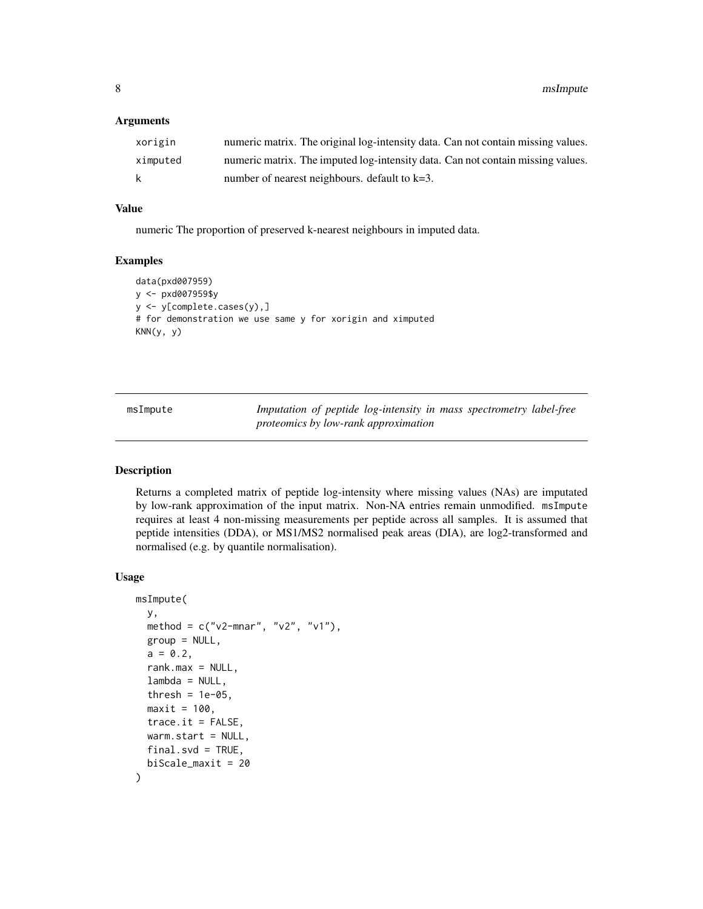### Arguments

| | |
|---|---|
| xorigin | numeric matrix. The original log-intensity data. Can not contain missing values. |
| ximputed | numeric matrix. The imputed log-intensity data. Can not contain missing values. |
| k | number of nearest neighbours. default to k=3. |

### Value

numeric The proportion of preserved k-nearest neighbours in imputed data.

### Examples

```
data(pxd007959)
y <- pxd007959$y
y <- y[complete.cases(y),]
# for demonstration we use same y for xorigin and ximputed
KNN(y, y)
```

---

## msImpute — *Imputation of peptide log-intensity in mass spectrometry label-free proteomics by low-rank approximation*

---

### Description

Returns a completed matrix of peptide log-intensity where missing values (NAs) are imputated by low-rank approximation of the input matrix. Non-NA entries remain unmodified. msImpute requires at least 4 non-missing measurements per peptide across all samples. It is assumed that peptide intensities (DDA), or MS1/MS2 normalised peak areas (DIA), are log2-transformed and normalised (e.g. by quantile normalisation).

### Usage

```
msImpute(
  y,
  method = c("v2-mnar", "v2", "v1"),
  group = NULL,
  a = 0.2,
  rank.max = NULL,
  lambda = NULL,
  thresh = 1e-05,
  maxit = 100,
  trace.it = FALSE,
  warm.start = NULL,
  final.svd = TRUE,
  biScale_maxit = 20
)
```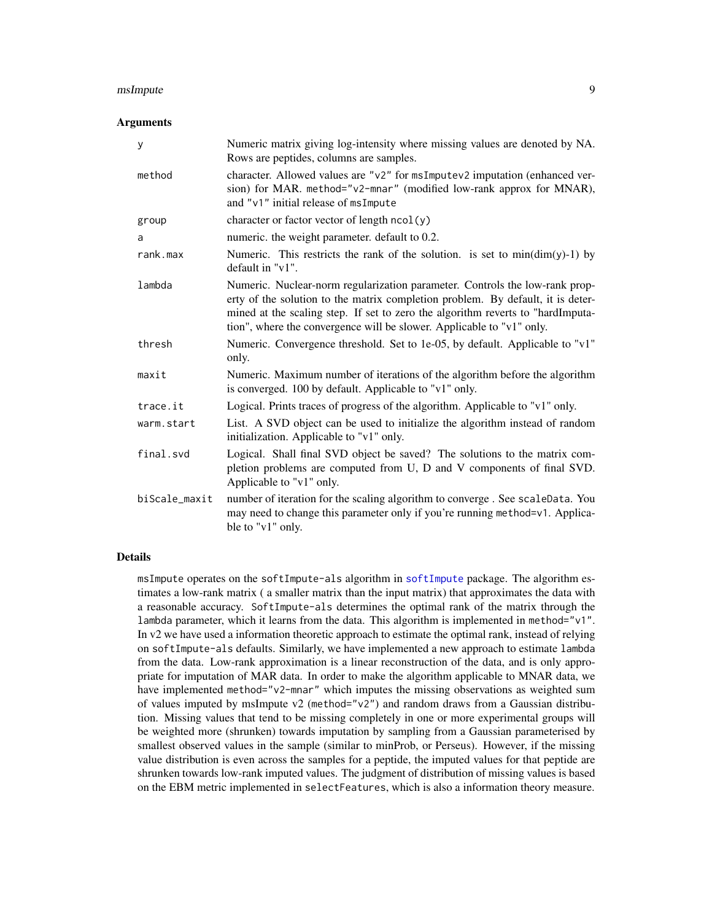## Arguments

| | |
|---|---|
| `y` | Numeric matrix giving log-intensity where missing values are denoted by NA. Rows are peptides, columns are samples. |
| `method` | character. Allowed values are `"v2"` for `msImputev2` imputation (enhanced version) for MAR. `method="v2-mnar"` (modified low-rank approx for MNAR), and `"v1"` initial release of `msImpute` |
| `group` | character or factor vector of length `ncol(y)` |
| `a` | numeric. the weight parameter. default to 0.2. |
| `rank.max` | Numeric. This restricts the rank of the solution. is set to min(dim(y)-1) by default in "v1". |
| `lambda` | Numeric. Nuclear-norm regularization parameter. Controls the low-rank property of the solution to the matrix completion problem. By default, it is determined at the scaling step. If set to zero the algorithm reverts to "hardImputation", where the convergence will be slower. Applicable to "v1" only. |
| `thresh` | Numeric. Convergence threshold. Set to 1e-05, by default. Applicable to "v1" only. |
| `maxit` | Numeric. Maximum number of iterations of the algorithm before the algorithm is converged. 100 by default. Applicable to "v1" only. |
| `trace.it` | Logical. Prints traces of progress of the algorithm. Applicable to "v1" only. |
| `warm.start` | List. A SVD object can be used to initialize the algorithm instead of random initialization. Applicable to "v1" only. |
| `final.svd` | Logical. Shall final SVD object be saved? The solutions to the matrix completion problems are computed from U, D and V components of final SVD. Applicable to "v1" only. |
| `biScale_maxit` | number of iteration for the scaling algorithm to converge . See `scaleData`. You may need to change this parameter only if you're running `method=v1`. Applicable to "v1" only. |

## Details

`msImpute` operates on the `softImpute-als` algorithm in `softImpute` package. The algorithm estimates a low-rank matrix ( a smaller matrix than the input matrix) that approximates the data with a reasonable accuracy. `SoftImpute-als` determines the optimal rank of the matrix through the `lambda` parameter, which it learns from the data. This algorithm is implemented in `method="v1"`. In v2 we have used a information theoretic approach to estimate the optimal rank, instead of relying on `softImpute-als` defaults. Similarly, we have implemented a new approach to estimate `lambda` from the data. Low-rank approximation is a linear reconstruction of the data, and is only appropriate for imputation of MAR data. In order to make the algorithm applicable to MNAR data, we have implemented `method="v2-mnar"` which imputes the missing observations as weighted sum of values imputed by msImpute v2 (`method="v2"`) and random draws from a Gaussian distribution. Missing values that tend to be missing completely in one or more experimental groups will be weighted more (shrunken) towards imputation by sampling from a Gaussian parameterised by smallest observed values in the sample (similar to minProb, or Perseus). However, if the missing value distribution is even across the samples for a peptide, the imputed values for that peptide are shrunken towards low-rank imputed values. The judgment of distribution of missing values is based on the EBM metric implemented in `selectFeatures`, which is also a information theory measure.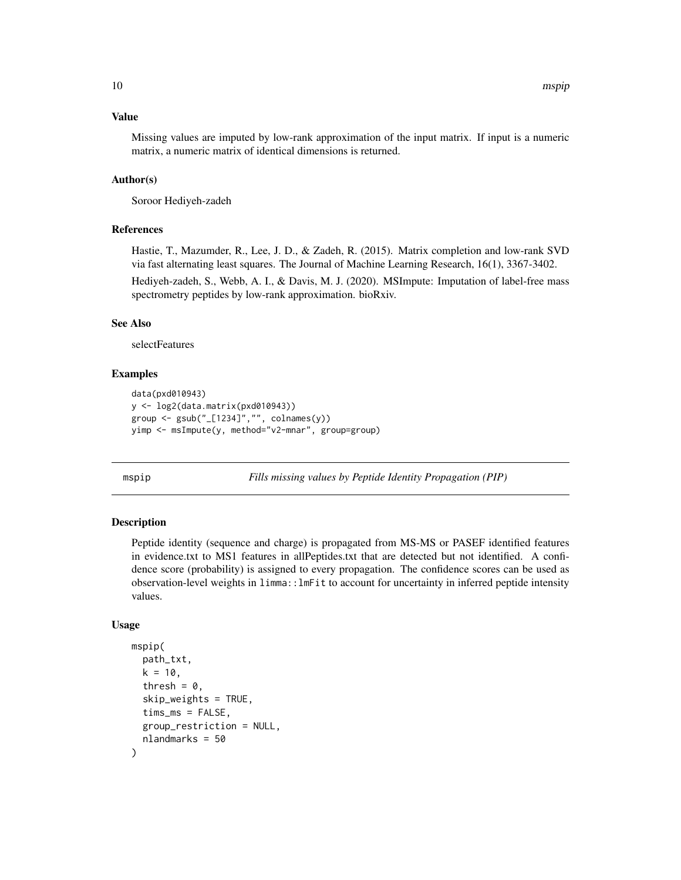### Value

Missing values are imputed by low-rank approximation of the input matrix. If input is a numeric matrix, a numeric matrix of identical dimensions is returned.

### Author(s)

Soroor Hediyeh-zadeh

### References

Hastie, T., Mazumder, R., Lee, J. D., & Zadeh, R. (2015). Matrix completion and low-rank SVD via fast alternating least squares. The Journal of Machine Learning Research, 16(1), 3367-3402.

Hediyeh-zadeh, S., Webb, A. I., & Davis, M. J. (2020). MSImpute: Imputation of label-free mass spectrometry peptides by low-rank approximation. bioRxiv.

### See Also

selectFeatures

### Examples

```
data(pxd010943)
y <- log2(data.matrix(pxd010943))
group <- gsub("_[1234]","", colnames(y))
yimp <- msImpute(y, method="v2-mnar", group=group)
```

---

## mspip — *Fills missing values by Peptide Identity Propagation (PIP)*

---

### Description

Peptide identity (sequence and charge) is propagated from MS-MS or PASEF identified features in evidence.txt to MS1 features in allPeptides.txt that are detected but not identified. A confidence score (probability) is assigned to every propagation. The confidence scores can be used as observation-level weights in `limma::lmFit` to account for uncertainty in inferred peptide intensity values.

### Usage

```
mspip(
  path_txt,
  k = 10,
  thresh = 0,
  skip_weights = TRUE,
  tims_ms = FALSE,
  group_restriction = NULL,
  nlandmarks = 50
)
```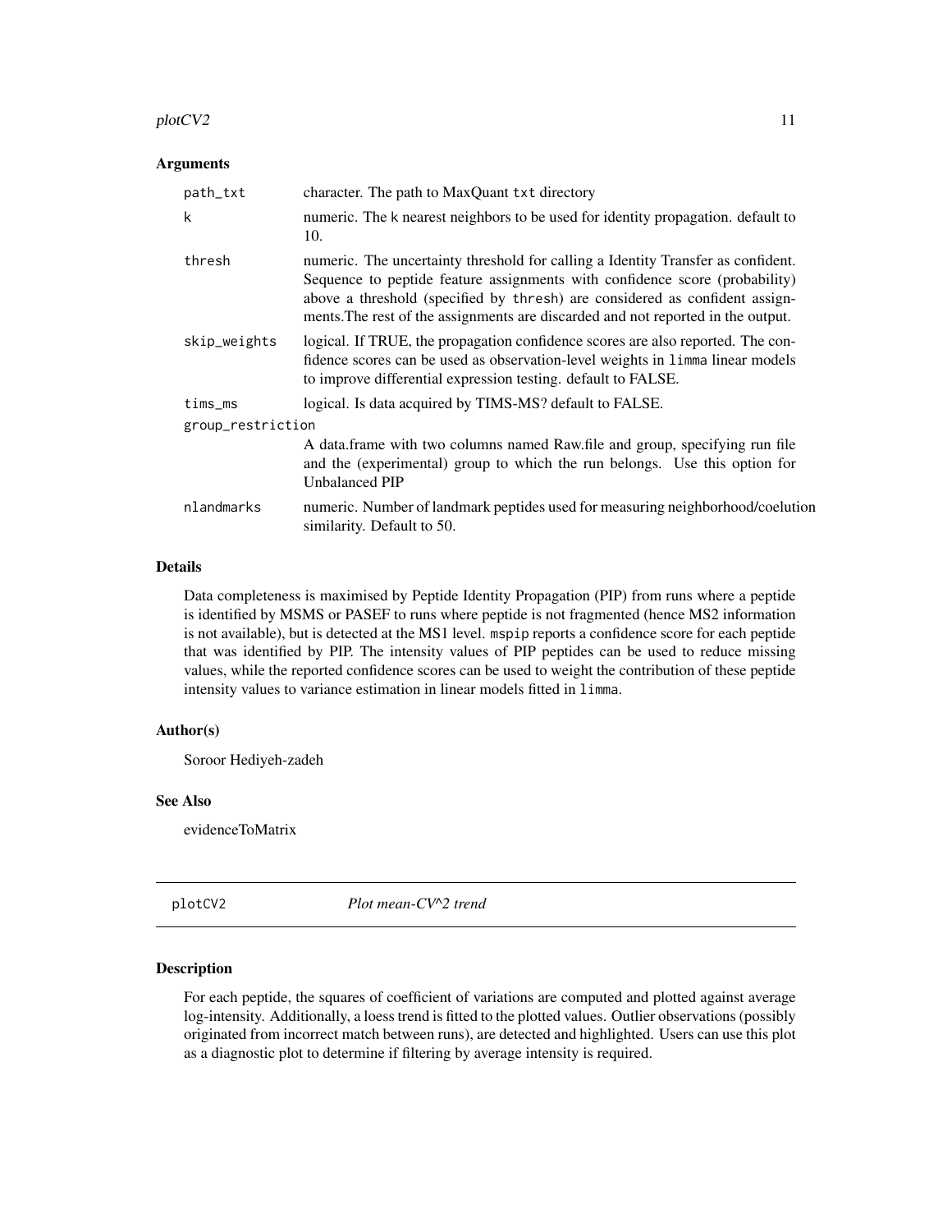## Arguments

| | |
|---|---|
| path_txt | character. The path to MaxQuant txt directory |
| k | numeric. The k nearest neighbors to be used for identity propagation. default to 10. |
| thresh | numeric. The uncertainty threshold for calling a Identity Transfer as confident. Sequence to peptide feature assignments with confidence score (probability) above a threshold (specified by thresh) are considered as confident assignments.The rest of the assignments are discarded and not reported in the output. |
| skip_weights | logical. If TRUE, the propagation confidence scores are also reported. The confidence scores can be used as observation-level weights in limma linear models to improve differential expression testing. default to FALSE. |
| tims_ms | logical. Is data acquired by TIMS-MS? default to FALSE. |
| group_restriction | A data.frame with two columns named Raw.file and group, specifying run file and the (experimental) group to which the run belongs. Use this option for Unbalanced PIP |
| nlandmarks | numeric. Number of landmark peptides used for measuring neighborhood/coelution similarity. Default to 50. |

## Details

Data completeness is maximised by Peptide Identity Propagation (PIP) from runs where a peptide is identified by MSMS or PASEF to runs where peptide is not fragmented (hence MS2 information is not available), but is detected at the MS1 level. `mspip` reports a confidence score for each peptide that was identified by PIP. The intensity values of PIP peptides can be used to reduce missing values, while the reported confidence scores can be used to weight the contribution of these peptide intensity values to variance estimation in linear models fitted in `limma`.

## Author(s)

Soroor Hediyeh-zadeh

## See Also

evidenceToMatrix

---

# plotCV2 — *Plot mean-CV^2 trend*

## Description

For each peptide, the squares of coefficient of variations are computed and plotted against average log-intensity. Additionally, a loess trend is fitted to the plotted values. Outlier observations (possibly originated from incorrect match between runs), are detected and highlighted. Users can use this plot as a diagnostic plot to determine if filtering by average intensity is required.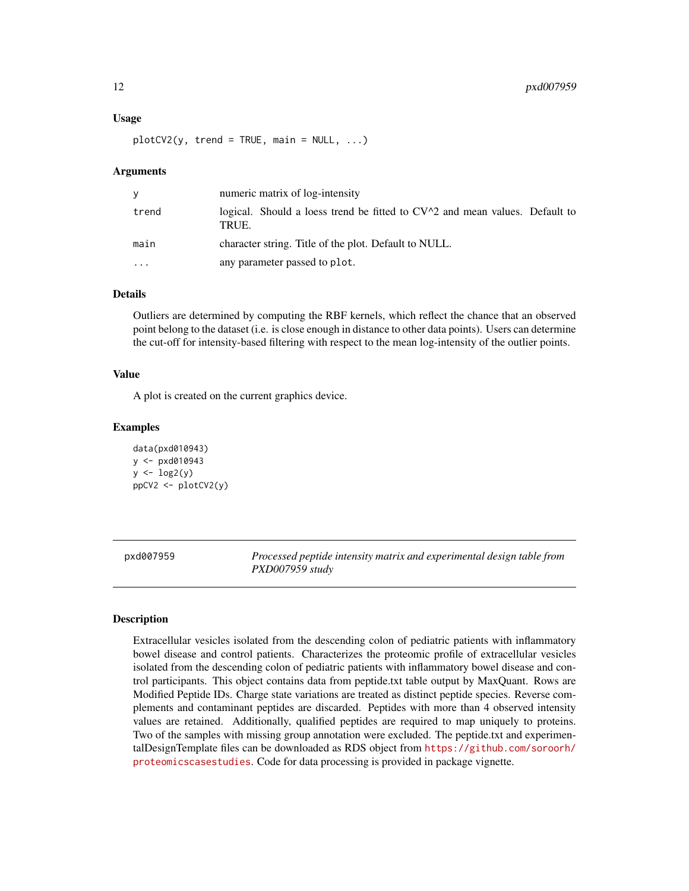### Usage

```
plotCV2(y, trend = TRUE, main = NULL, ...)
```

### Arguments

| | |
|---|---|
| y | numeric matrix of log-intensity |
| trend | logical. Should a loess trend be fitted to CV^2 and mean values. Default to TRUE. |
| main | character string. Title of the plot. Default to NULL. |
| ... | any parameter passed to plot. |

### Details

Outliers are determined by computing the RBF kernels, which reflect the chance that an observed point belong to the dataset (i.e. is close enough in distance to other data points). Users can determine the cut-off for intensity-based filtering with respect to the mean log-intensity of the outlier points.

### Value

A plot is created on the current graphics device.

### Examples

```
data(pxd010943)
y <- pxd010943
y <- log2(y)
ppCV2 <- plotCV2(y)
```

---

## pxd007959 — *Processed peptide intensity matrix and experimental design table from PXD007959 study*

---

### Description

Extracellular vesicles isolated from the descending colon of pediatric patients with inflammatory bowel disease and control patients. Characterizes the proteomic profile of extracellular vesicles isolated from the descending colon of pediatric patients with inflammatory bowel disease and control participants. This object contains data from peptide.txt table output by MaxQuant. Rows are Modified Peptide IDs. Charge state variations are treated as distinct peptide species. Reverse complements and contaminant peptides are discarded. Peptides with more than 4 observed intensity values are retained. Additionally, qualified peptides are required to map uniquely to proteins. Two of the samples with missing group annotation were excluded. The peptide.txt and experimentalDesignTemplate files can be downloaded as RDS object from https://github.com/soroorh/proteomicscasestudies. Code for data processing is provided in package vignette.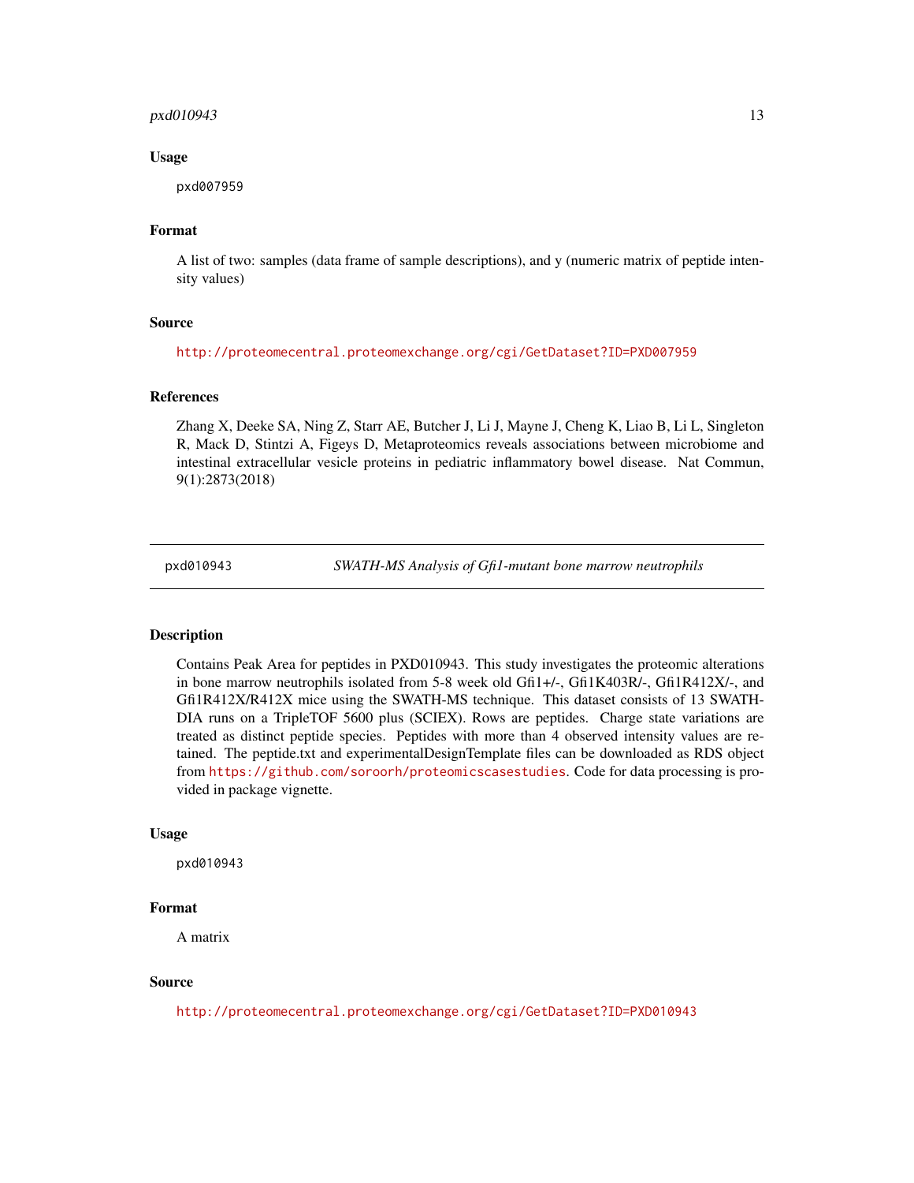### Usage

```
pxd007959
```

### Format

A list of two: samples (data frame of sample descriptions), and y (numeric matrix of peptide intensity values)

### Source

http://proteomecentral.proteomexchange.org/cgi/GetDataset?ID=PXD007959

### References

Zhang X, Deeke SA, Ning Z, Starr AE, Butcher J, Li J, Mayne J, Cheng K, Liao B, Li L, Singleton R, Mack D, Stintzi A, Figeys D, Metaproteomics reveals associations between microbiome and intestinal extracellular vesicle proteins in pediatric inflammatory bowel disease. Nat Commun, 9(1):2873(2018)

---

## pxd010943 — *SWATH-MS Analysis of Gfi1-mutant bone marrow neutrophils*

### Description

Contains Peak Area for peptides in PXD010943. This study investigates the proteomic alterations in bone marrow neutrophils isolated from 5-8 week old Gfi1+/-, Gfi1K403R/-, Gfi1R412X/-, and Gfi1R412X/R412X mice using the SWATH-MS technique. This dataset consists of 13 SWATH-DIA runs on a TripleTOF 5600 plus (SCIEX). Rows are peptides. Charge state variations are treated as distinct peptide species. Peptides with more than 4 observed intensity values are retained. The peptide.txt and experimentalDesignTemplate files can be downloaded as RDS object from https://github.com/soroorh/proteomicscasestudies. Code for data processing is provided in package vignette.

### Usage

```
pxd010943
```

### Format

A matrix

### Source

http://proteomecentral.proteomexchange.org/cgi/GetDataset?ID=PXD010943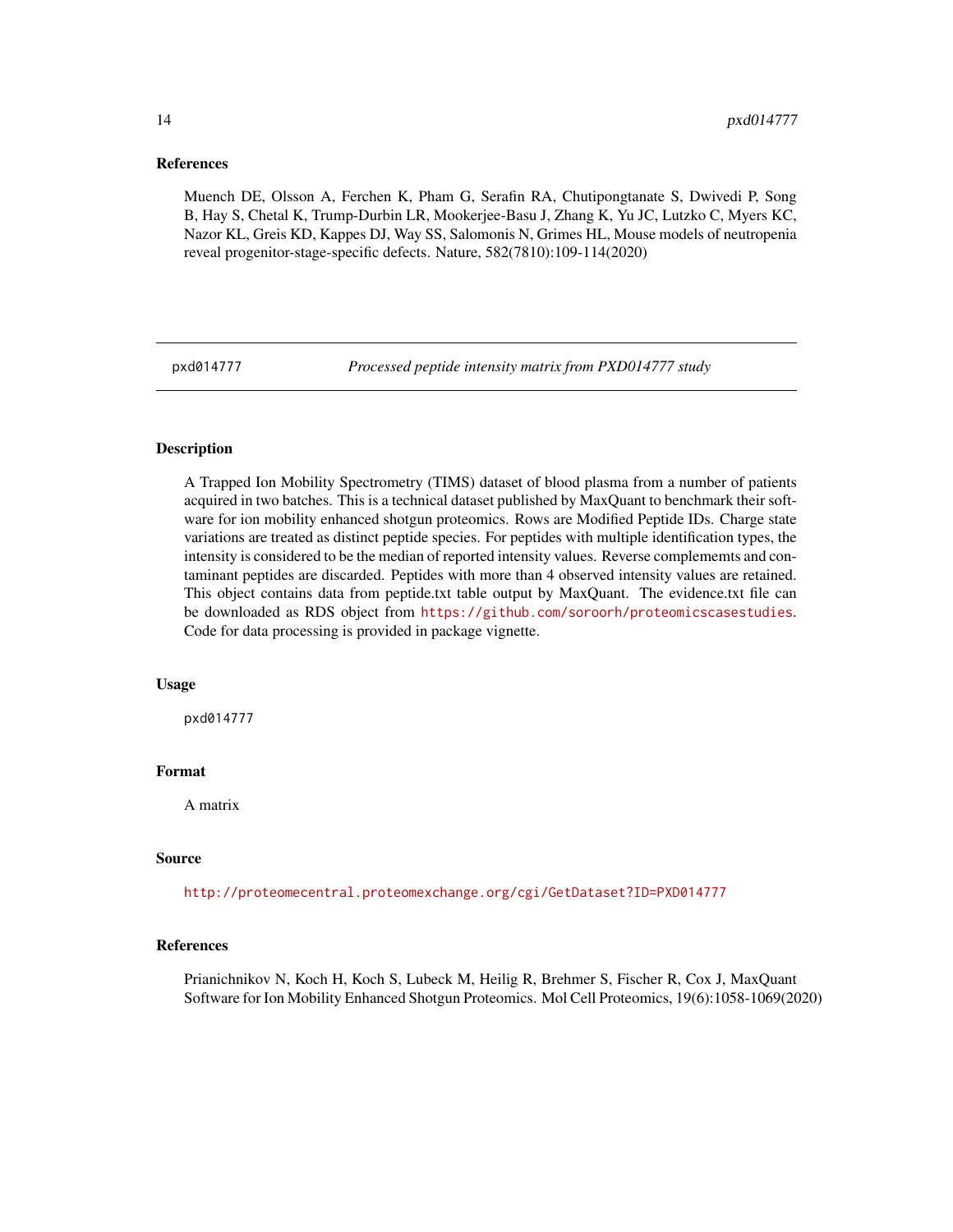## References

Muench DE, Olsson A, Ferchen K, Pham G, Serafin RA, Chutipongtanate S, Dwivedi P, Song B, Hay S, Chetal K, Trump-Durbin LR, Mookerjee-Basu J, Zhang K, Yu JC, Lutzko C, Myers KC, Nazor KL, Greis KD, Kappes DJ, Way SS, Salomonis N, Grimes HL, Mouse models of neutropenia reveal progenitor-stage-specific defects. Nature, 582(7810):109-114(2020)

---

# pxd014777 — *Processed peptide intensity matrix from PXD014777 study*

---

## Description

A Trapped Ion Mobility Spectrometry (TIMS) dataset of blood plasma from a number of patients acquired in two batches. This is a technical dataset published by MaxQuant to benchmark their software for ion mobility enhanced shotgun proteomics. Rows are Modified Peptide IDs. Charge state variations are treated as distinct peptide species. For peptides with multiple identification types, the intensity is considered to be the median of reported intensity values. Reverse complememts and contaminant peptides are discarded. Peptides with more than 4 observed intensity values are retained. This object contains data from peptide.txt table output by MaxQuant. The evidence.txt file can be downloaded as RDS object from https://github.com/soroorh/proteomicscasestudies. Code for data processing is provided in package vignette.

## Usage

```
pxd014777
```

## Format

A matrix

## Source

http://proteomecentral.proteomexchange.org/cgi/GetDataset?ID=PXD014777

## References

Prianichnikov N, Koch H, Koch S, Lubeck M, Heilig R, Brehmer S, Fischer R, Cox J, MaxQuant Software for Ion Mobility Enhanced Shotgun Proteomics. Mol Cell Proteomics, 19(6):1058-1069(2020)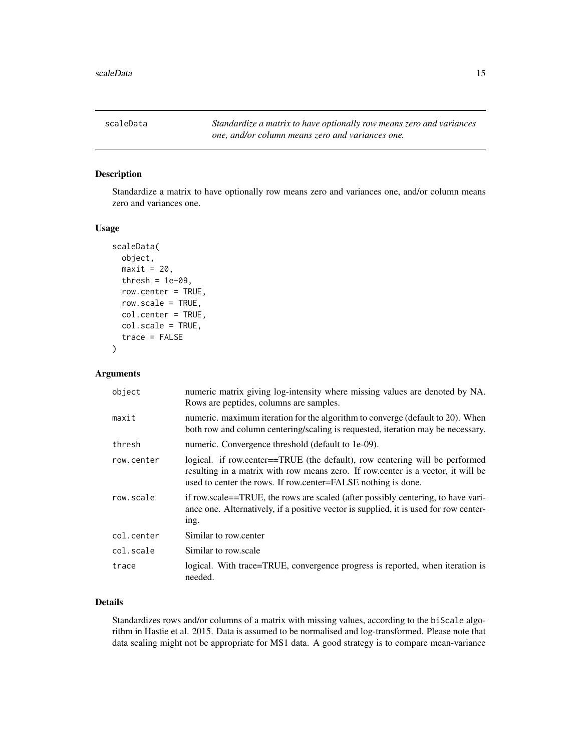## scaleData

*Standardize a matrix to have optionally row means zero and variances one, and/or column means zero and variances one.*

### Description

Standardize a matrix to have optionally row means zero and variances one, and/or column means zero and variances one.

### Usage

```
scaleData(
  object,
  maxit = 20,
  thresh = 1e-09,
  row.center = TRUE,
  row.scale = TRUE,
  col.center = TRUE,
  col.scale = TRUE,
  trace = FALSE
)
```

### Arguments

| | |
|---|---|
| object | numeric matrix giving log-intensity where missing values are denoted by NA. Rows are peptides, columns are samples. |
| maxit | numeric. maximum iteration for the algorithm to converge (default to 20). When both row and column centering/scaling is requested, iteration may be necessary. |
| thresh | numeric. Convergence threshold (default to 1e-09). |
| row.center | logical. if row.center==TRUE (the default), row centering will be performed resulting in a matrix with row means zero. If row.center is a vector, it will be used to center the rows. If row.center=FALSE nothing is done. |
| row.scale | if row.scale==TRUE, the rows are scaled (after possibly centering, to have variance one. Alternatively, if a positive vector is supplied, it is used for row centering. |
| col.center | Similar to row.center |
| col.scale | Similar to row.scale |
| trace | logical. With trace=TRUE, convergence progress is reported, when iteration is needed. |

### Details

Standardizes rows and/or columns of a matrix with missing values, according to the `biScale` algorithm in Hastie et al. 2015. Data is assumed to be normalised and log-transformed. Please note that data scaling might not be appropriate for MS1 data. A good strategy is to compare mean-variance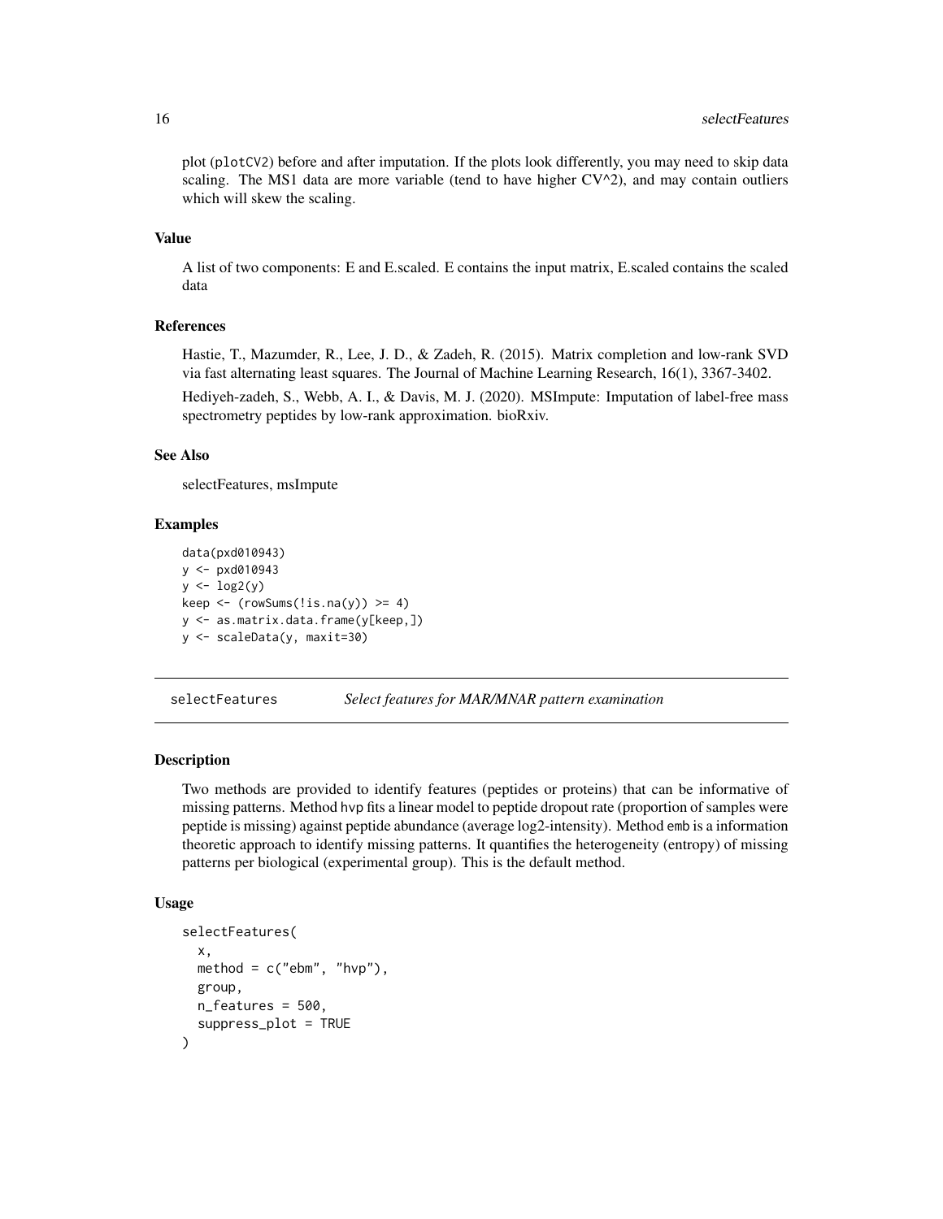plot (`plotCV2`) before and after imputation. If the plots look differently, you may need to skip data scaling. The MS1 data are more variable (tend to have higher CV^2), and may contain outliers which will skew the scaling.

### Value

A list of two components: E and E.scaled. E contains the input matrix, E.scaled contains the scaled data

### References

Hastie, T., Mazumder, R., Lee, J. D., & Zadeh, R. (2015). Matrix completion and low-rank SVD via fast alternating least squares. The Journal of Machine Learning Research, 16(1), 3367-3402.

Hediyeh-zadeh, S., Webb, A. I., & Davis, M. J. (2020). MSImpute: Imputation of label-free mass spectrometry peptides by low-rank approximation. bioRxiv.

### See Also

selectFeatures, msImpute

### Examples

```
data(pxd010943)
y <- pxd010943
y <- log2(y)
keep <- (rowSums(!is.na(y)) >= 4)
y <- as.matrix.data.frame(y[keep,])
y <- scaleData(y, maxit=30)
```

---

## selectFeatures    *Select features for MAR/MNAR pattern examination*

---

### Description

Two methods are provided to identify features (peptides or proteins) that can be informative of missing patterns. Method `hvp` fits a linear model to peptide dropout rate (proportion of samples were peptide is missing) against peptide abundance (average log2-intensity). Method `emb` is a information theoretic approach to identify missing patterns. It quantifies the heterogeneity (entropy) of missing patterns per biological (experimental group). This is the default method.

### Usage

```
selectFeatures(
  x,
  method = c("ebm", "hvp"),
  group,
  n_features = 500,
  suppress_plot = TRUE
)
```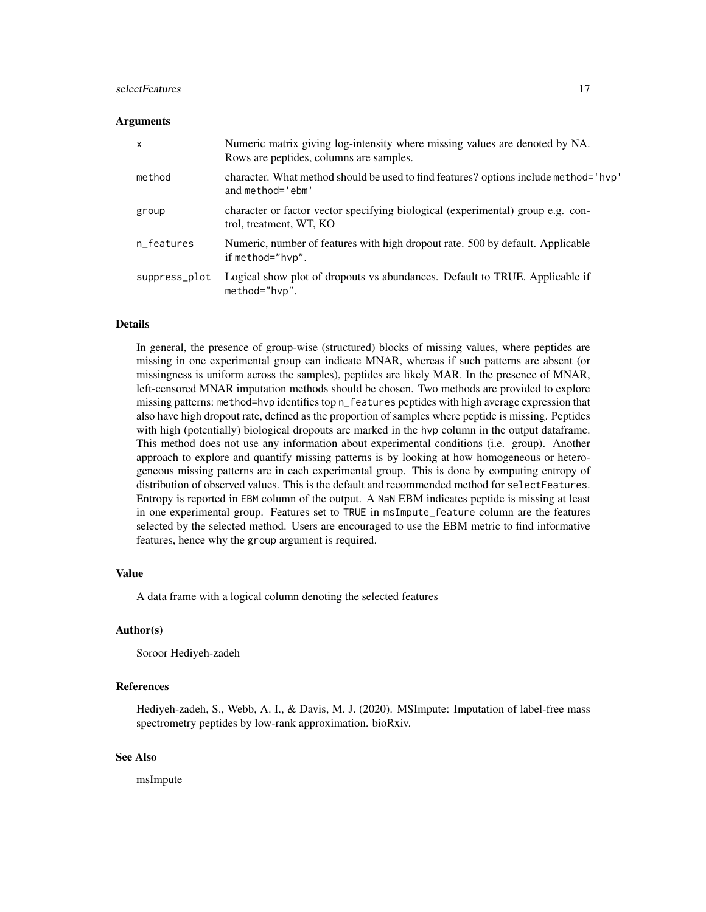### Arguments

| | |
|---|---|
| x | Numeric matrix giving log-intensity where missing values are denoted by NA. Rows are peptides, columns are samples. |
| method | character. What method should be used to find features? options include `method='hvp'` and `method='ebm'` |
| group | character or factor vector specifying biological (experimental) group e.g. control, treatment, WT, KO |
| n_features | Numeric, number of features with high dropout rate. 500 by default. Applicable if `method="hvp"`. |
| suppress_plot | Logical show plot of dropouts vs abundances. Default to TRUE. Applicable if `method="hvp"`. |

### Details

In general, the presence of group-wise (structured) blocks of missing values, where peptides are missing in one experimental group can indicate MNAR, whereas if such patterns are absent (or missingness is uniform across the samples), peptides are likely MAR. In the presence of MNAR, left-censored MNAR imputation methods should be chosen. Two methods are provided to explore missing patterns: `method=hvp` identifies top `n_features` peptides with high average expression that also have high dropout rate, defined as the proportion of samples where peptide is missing. Peptides with high (potentially) biological dropouts are marked in the `hvp` column in the output dataframe. This method does not use any information about experimental conditions (i.e. group). Another approach to explore and quantify missing patterns is by looking at how homogeneous or heterogeneous missing patterns are in each experimental group. This is done by computing entropy of distribution of observed values. This is the default and recommended method for `selectFeatures`. Entropy is reported in `EBM` column of the output. A `NaN` EBM indicates peptide is missing at least in one experimental group. Features set to `TRUE` in `msImpute_feature` column are the features selected by the selected method. Users are encouraged to use the EBM metric to find informative features, hence why the `group` argument is required.

### Value

A data frame with a logical column denoting the selected features

### Author(s)

Soroor Hediyeh-zadeh

### References

Hediyeh-zadeh, S., Webb, A. I., & Davis, M. J. (2020). MSImpute: Imputation of label-free mass spectrometry peptides by low-rank approximation. bioRxiv.

### See Also

msImpute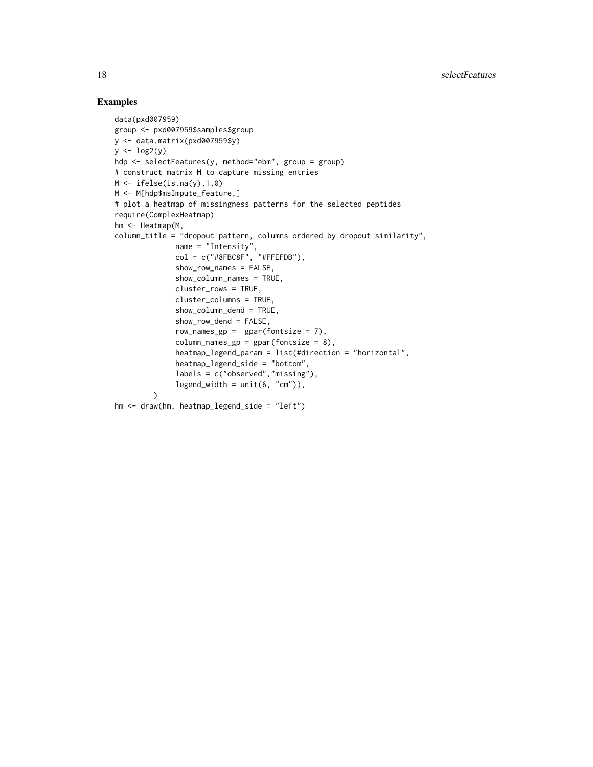## Examples

```
data(pxd007959)
group <- pxd007959$samples$group
y <- data.matrix(pxd007959$y)
y <- log2(y)
hdp <- selectFeatures(y, method="ebm", group = group)
# construct matrix M to capture missing entries
M <- ifelse(is.na(y),1,0)
M <- M[hdp$msImpute_feature,]
# plot a heatmap of missingness patterns for the selected peptides
require(ComplexHeatmap)
hm <- Heatmap(M,
column_title = "dropout pattern, columns ordered by dropout similarity",
              name = "Intensity",
              col = c("#8FBC8F", "#FFEFDB"),
              show_row_names = FALSE,
              show_column_names = TRUE,
              cluster_rows = TRUE,
              cluster_columns = TRUE,
              show_column_dend = TRUE,
              show_row_dend = FALSE,
              row_names_gp =  gpar(fontsize = 7),
              column_names_gp = gpar(fontsize = 8),
              heatmap_legend_param = list(#direction = "horizontal",
              heatmap_legend_side = "bottom",
              labels = c("observed","missing"),
              legend_width = unit(6, "cm")),
         )
hm <- draw(hm, heatmap_legend_side = "left")
```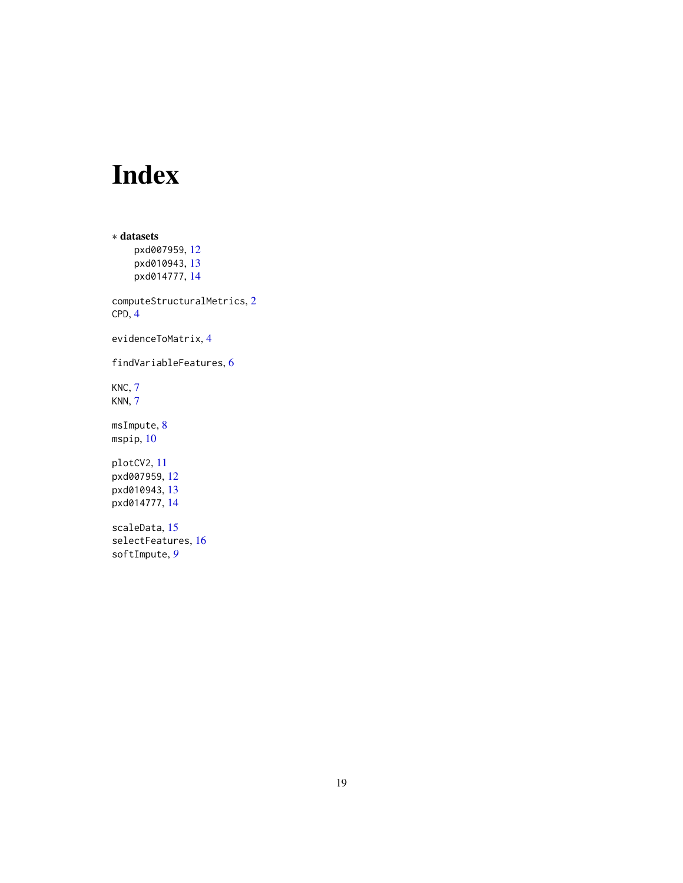# Index

∗ **datasets**
  pxd007959, 12
  pxd010943, 13
  pxd014777, 14

computeStructuralMetrics, 2
CPD, 4

evidenceToMatrix, 4

findVariableFeatures, 6

KNC, 7
KNN, 7

msImpute, 8
mspip, 10

plotCV2, 11
pxd007959, 12
pxd010943, 13
pxd014777, 14

scaleData, 15
selectFeatures, 16
softImpute, *9*